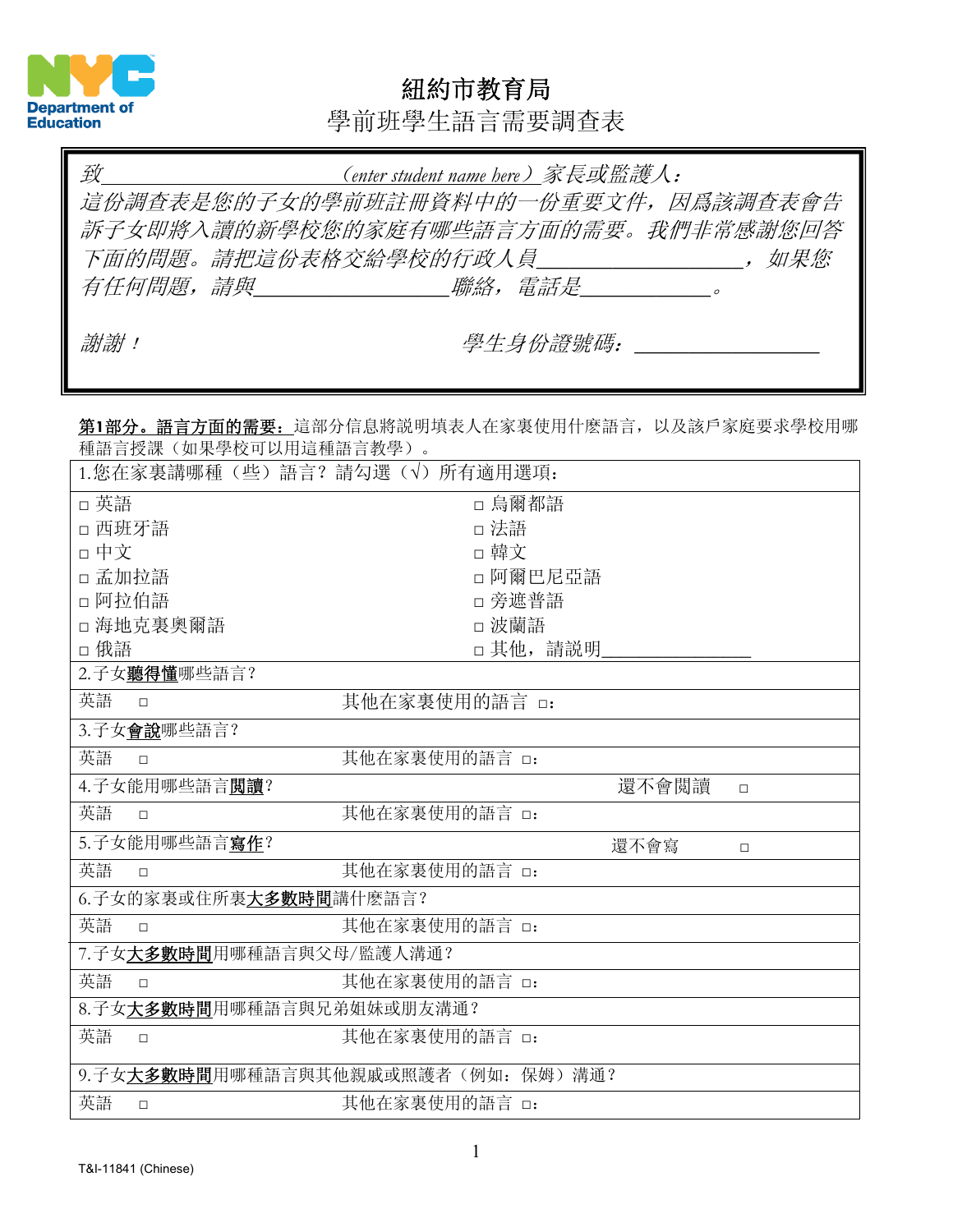Department of Education

# 紐約市教育局

## 學前班學生語言需要調查表

*致\_\_\_\_\_\_\_\_\_\_\_\_\_\_\_\_\_\_\_\_\_\_(enter student name here)家長或監護人：*
*這份調查表是您的子女的學前班註冊資料中的一份重要文件，因爲該調查表會告訴子女即將入讀的新學校您的家庭有哪些語言方面的需要。我們非常感謝您回答下面的問題。請把這份表格交給學校的行政人員\_\_\_\_\_\_\_\_\_\_\_\_\_\_\_\_\_\_，如果您有任何問題，請與\_\_\_\_\_\_\_\_\_\_\_\_\_\_\_\_\_\_聯絡，電話是\_\_\_\_\_\_\_\_\_\_\_\_。*

*謝謝！* *學生身份證號碼：\_\_\_\_\_\_\_\_\_\_\_\_\_\_\_\_*

**第1部分。語言方面的需要：**這部分信息將說明填表人在家裏使用什麼語言，以及該戶家庭要求學校用哪種語言授課（如果學校可以用這種語言教學）。

| 1.您在家裏講哪種（些）語言？請勾選（√）所有適用選項： | |
|---|---|
| □ 英語 | □ 烏爾都語 |
| □ 西班牙語 | □ 法語 |
| □ 中文 | □ 韓文 |
| □ 孟加拉語 | □ 阿爾巴尼亞語 |
| □ 阿拉伯語 | □ 旁遮普語 |
| □ 海地克裏奧爾語 | □ 波蘭語 |
| □ 俄語 | □ 其他，請說明\_\_\_\_\_\_\_\_\_\_\_\_\_\_\_\_ |
| 2.子女**聽得懂**哪些語言？ | |
| 英語 □ | 其他在家裏使用的語言 □： |
| 3.子女**會說**哪些語言？ | |
| 英語 □ | 其他在家裏使用的語言 □： |
| 4.子女能用哪些語言**閱讀**？ | 還不會閱讀 □ |
| 英語 □ | 其他在家裏使用的語言 □： |
| 5.子女能用哪些語言**寫作**？ | 還不會寫 □ |
| 英語 □ | 其他在家裏使用的語言 □： |
| 6.子女的家裏或住所裏**大多數時間**講什麼語言？ | |
| 英語 □ | 其他在家裏使用的語言 □： |
| 7.子女**大多數時間**用哪種語言與父母/監護人溝通？ | |
| 英語 □ | 其他在家裏使用的語言 □： |
| 8.子女**大多數時間**用哪種語言與兄弟姐妹或朋友溝通？ | |
| 英語 □ | 其他在家裏使用的語言 □： |
| 9.子女**大多數時間**用哪種語言與其他親戚或照護者（例如：保姆）溝通？ | |
| 英語 □ | 其他在家裏使用的語言 □： |

T&I-11841 (Chinese)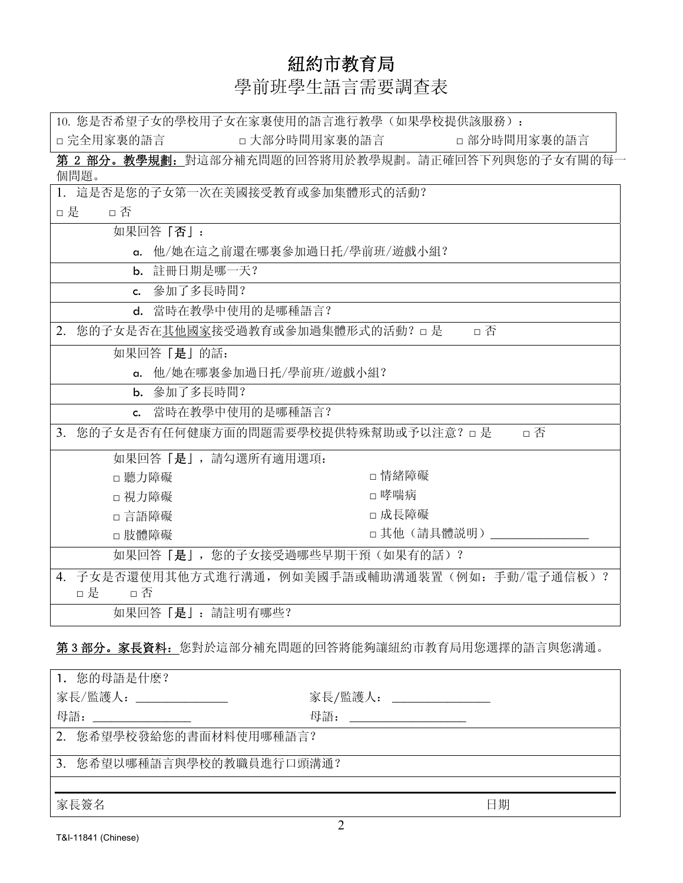# 紐約市教育局

## 學前班學生語言需要調查表

10. 您是否希望子女的學校用子女在家裏使用的語言進行教學（如果學校提供該服務）：

□ 完全用家裏的語言　　□ 大部分時間用家裏的語言　　□ 部分時間用家裏的語言

**第 2 部分。教學規劃：**對這部分補充問題的回答將用於教學規劃。請正確回答下列與您的子女有關的每一個問題。

1. 這是否是您的子女第一次在美國接受教育或參加集體形式的活動？

   □ 是　　□ 否

   如果回答**「否」**：

   a. 他/她在這之前還在哪裏參加過日托/學前班/遊戲小組？

   b. 註冊日期是哪一天？

   c. 參加了多長時間？

   d. 當時在教學中使用的是哪種語言？

2. 您的子女是否在其他國家接受過教育或參加過集體形式的活動？ □ 是　　□ 否

   如果回答**「是」**的話：

   a. 他/她在哪裏參加過日托/學前班/遊戲小組？

   b. 參加了多長時間？

   c. 當時在教學中使用的是哪種語言？

3. 您的子女是否有任何健康方面的問題需要學校提供特殊幫助或予以注意？ □ 是　　□ 否

   如果回答**「是」**，請勾選所有適用選項：

   □ 聽力障礙　　□ 情緒障礙
   □ 視力障礙　　□ 哮喘病
   □ 言語障礙　　□ 成長障礙
   □ 肢體障礙　　□ 其他（請具體說明）________________

   如果回答**「是」**，您的子女接受過哪些早期干預（如果有的話）？

4. 子女是否還使用其他方式進行溝通，例如美國手語或輔助溝通裝置（例如：手動/電子通信板）？

   □ 是　　□ 否

   如果回答**「是」**：請註明有哪些？

**第 3 部分。家長資料：**您對於這部分補充問題的回答將能夠讓紐約市教育局用您選擇的語言與您溝通。

1. 您的母語是什麼？

   家長/監護人：_______________　　家長/監護人：________________

   母語：________________　　母語：___________________

2. 您希望學校發給您的書面材料使用哪種語言？

3. 您希望以哪種語言與學校的教職員進行口頭溝通？

家長簽名　　　　　　　　　　　　日期

T&I-11841 (Chinese)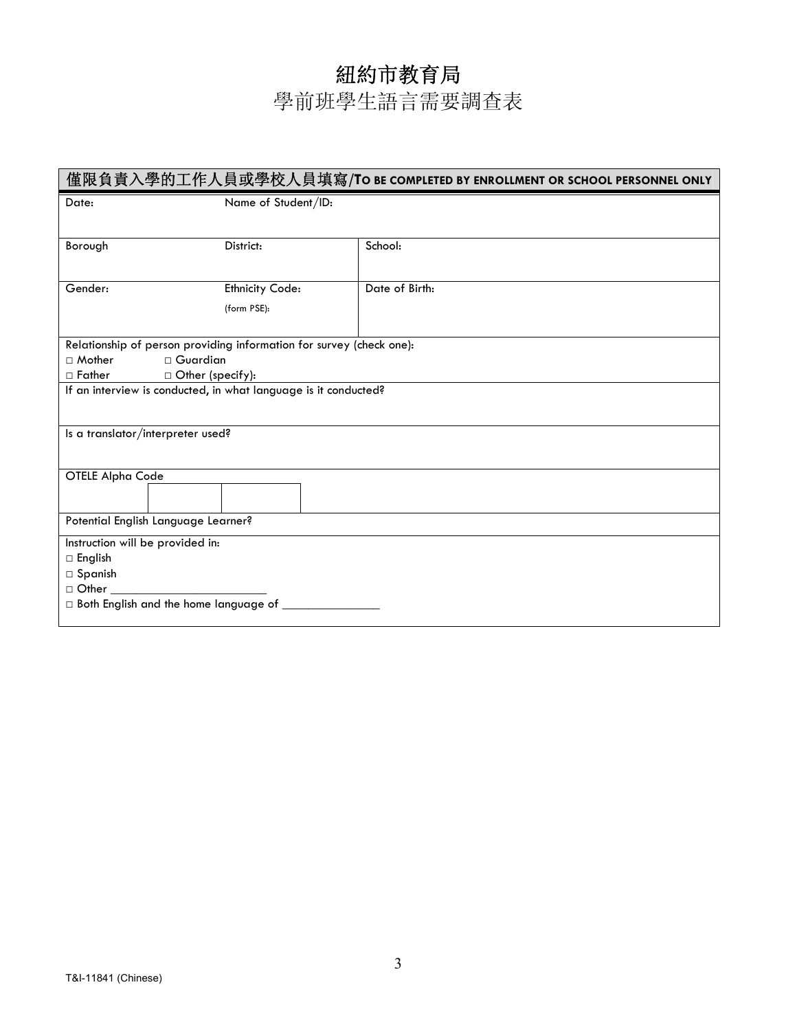# 紐約市教育局

## 學前班學生語言需要調查表

| 僅限負責入學的工作人員或學校人員填寫/To be completed by enrollment or school personnel only | | |
|---|---|---|
| Date: | Name of Student/ID: | |
| Borough | District: | School: |
| Gender: | Ethnicity Code:<br>(form PSE): | Date of Birth: |
| Relationship of person providing information for survey (check one):<br>□ Mother □ Guardian<br>□ Father □ Other (specify): | | |
| If an interview is conducted, in what language is it conducted? | | |
| Is a translator/interpreter used? | | |
| OTELE Alpha Code | | |
| Potential English Language Learner? | | |
| Instruction will be provided in:<br>□ English<br>□ Spanish<br>□ Other ________________________<br>□ Both English and the home language of _______________ | | |

T&I-11841 (Chinese)